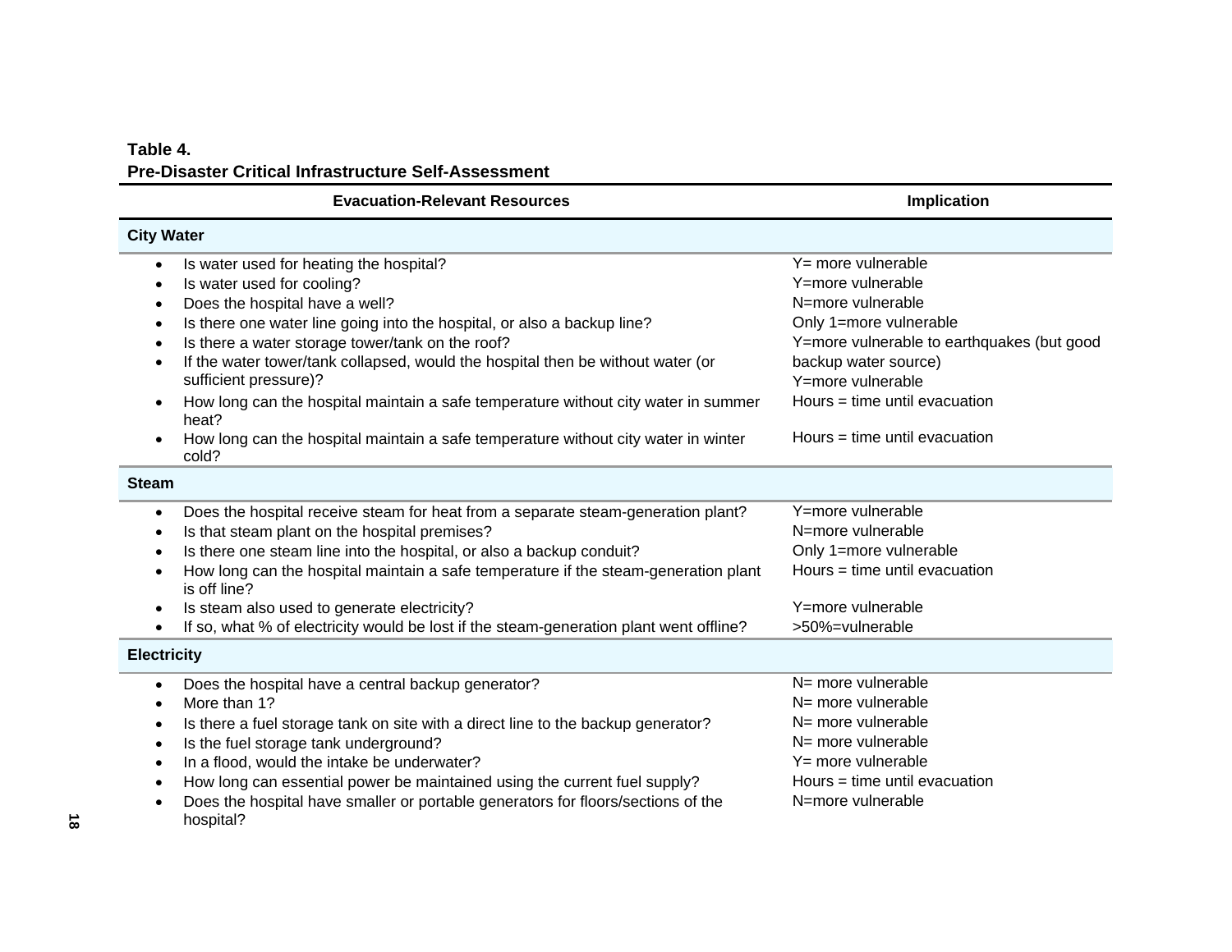**Table 4.**
**Pre-Disaster Critical Infrastructure Self-Assessment**

| Evacuation-Relevant Resources | Implication |
|---|---|
| **City Water** | |
| • Is water used for heating the hospital? | Y= more vulnerable |
| • Is water used for cooling? | Y=more vulnerable |
| • Does the hospital have a well? | N=more vulnerable |
| • Is there one water line going into the hospital, or also a backup line? | Only 1=more vulnerable |
| • Is there a water storage tower/tank on the roof? | Y=more vulnerable to earthquakes (but good backup water source) |
| • If the water tower/tank collapsed, would the hospital then be without water (or sufficient pressure)? | Y=more vulnerable |
| • How long can the hospital maintain a safe temperature without city water in summer heat? | Hours = time until evacuation |
| • How long can the hospital maintain a safe temperature without city water in winter cold? | Hours = time until evacuation |
| **Steam** | |
| • Does the hospital receive steam for heat from a separate steam-generation plant? | Y=more vulnerable |
| • Is that steam plant on the hospital premises? | N=more vulnerable |
| • Is there one steam line into the hospital, or also a backup conduit? | Only 1=more vulnerable |
| • How long can the hospital maintain a safe temperature if the steam-generation plant is off line? | Hours = time until evacuation |
| • Is steam also used to generate electricity? | Y=more vulnerable |
| • If so, what % of electricity would be lost if the steam-generation plant went offline? | >50%=vulnerable |
| **Electricity** | |
| • Does the hospital have a central backup generator? | N= more vulnerable |
| • More than 1? | N= more vulnerable |
| • Is there a fuel storage tank on site with a direct line to the backup generator? | N= more vulnerable |
| • Is the fuel storage tank underground? | N= more vulnerable |
| • In a flood, would the intake be underwater? | Y= more vulnerable |
| • How long can essential power be maintained using the current fuel supply? | Hours = time until evacuation |
| • Does the hospital have smaller or portable generators for floors/sections of the hospital? | N=more vulnerable |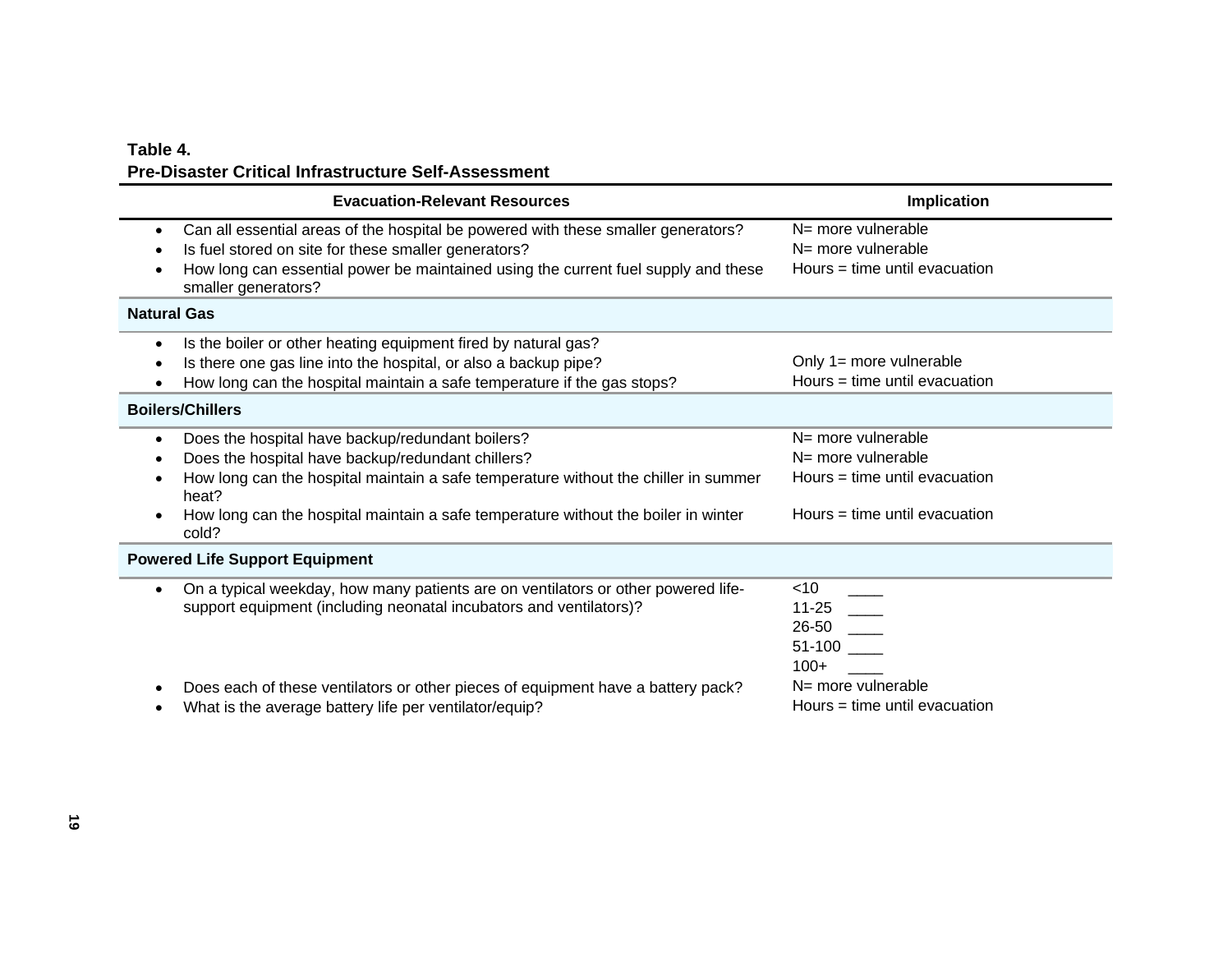**Table 4.**
**Pre-Disaster Critical Infrastructure Self-Assessment**

| Evacuation-Relevant Resources | Implication |
|---|---|
| • Can all essential areas of the hospital be powered with these smaller generators? | N= more vulnerable |
| • Is fuel stored on site for these smaller generators? | N= more vulnerable |
| • How long can essential power be maintained using the current fuel supply and these smaller generators? | Hours = time until evacuation |
| **Natural Gas** | |
| • Is the boiler or other heating equipment fired by natural gas? | |
| • Is there one gas line into the hospital, or also a backup pipe? | Only 1= more vulnerable |
| • How long can the hospital maintain a safe temperature if the gas stops? | Hours = time until evacuation |
| **Boilers/Chillers** | |
| • Does the hospital have backup/redundant boilers? | N= more vulnerable |
| • Does the hospital have backup/redundant chillers? | N= more vulnerable |
| • How long can the hospital maintain a safe temperature without the chiller in summer heat? | Hours = time until evacuation |
| • How long can the hospital maintain a safe temperature without the boiler in winter cold? | Hours = time until evacuation |
| **Powered Life Support Equipment** | |
| • On a typical weekday, how many patients are on ventilators or other powered life-support equipment (including neonatal incubators and ventilators)? | <10 \_\_\_\_<br>11-25 \_\_\_\_<br>26-50 \_\_\_\_<br>51-100 \_\_\_\_<br>100+ \_\_\_\_ |
| • Does each of these ventilators or other pieces of equipment have a battery pack? | N= more vulnerable |
| • What is the average battery life per ventilator/equip? | Hours = time until evacuation |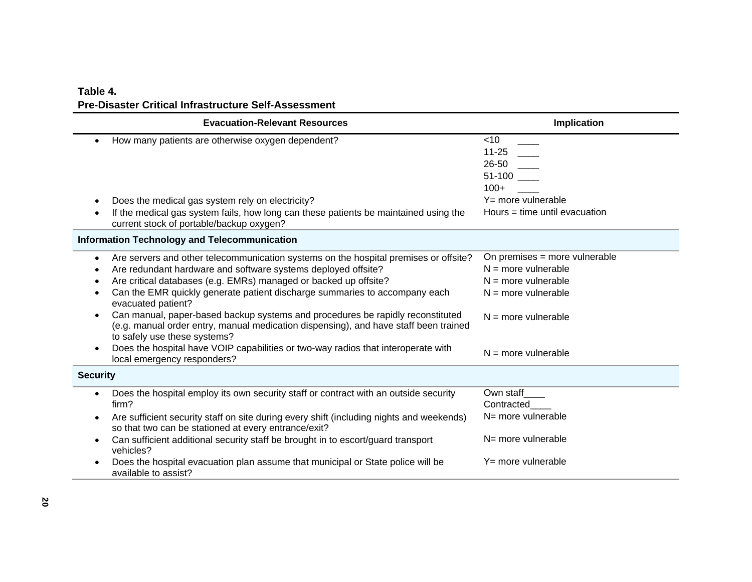**Table 4.**
**Pre-Disaster Critical Infrastructure Self-Assessment**

| Evacuation-Relevant Resources | Implication |
|---|---|
| • How many patients are otherwise oxygen dependent? | <10 ____<br>11-25 ____<br>26-50 ____<br>51-100 ____<br>100+ ____ |
| • Does the medical gas system rely on electricity? | Y= more vulnerable |
| • If the medical gas system fails, how long can these patients be maintained using the current stock of portable/backup oxygen? | Hours = time until evacuation |
| **Information Technology and Telecommunication** | |
| • Are servers and other telecommunication systems on the hospital premises or offsite? | On premises = more vulnerable |
| • Are redundant hardware and software systems deployed offsite? | N = more vulnerable |
| • Are critical databases (e.g. EMRs) managed or backed up offsite? | N = more vulnerable |
| • Can the EMR quickly generate patient discharge summaries to accompany each evacuated patient? | N = more vulnerable |
| • Can manual, paper-based backup systems and procedures be rapidly reconstituted (e.g. manual order entry, manual medication dispensing), and have staff been trained to safely use these systems? | N = more vulnerable |
| • Does the hospital have VOIP capabilities or two-way radios that interoperate with local emergency responders? | N = more vulnerable |
| **Security** | |
| • Does the hospital employ its own security staff or contract with an outside security firm? | Own staff____<br>Contracted____ |
| • Are sufficient security staff on site during every shift (including nights and weekends) so that two can be stationed at every entrance/exit? | N= more vulnerable |
| • Can sufficient additional security staff be brought in to escort/guard transport vehicles? | N= more vulnerable |
| • Does the hospital evacuation plan assume that municipal or State police will be available to assist? | Y= more vulnerable |